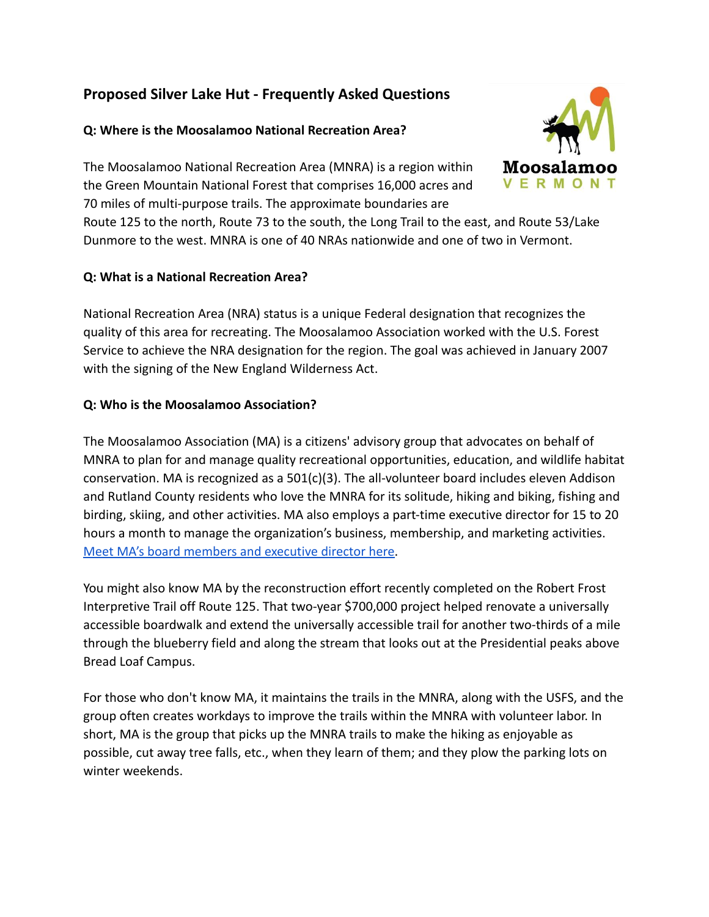# Proposed Silver Lake Hut - Frequently Asked Questions

### Q: Where is the Moosalamoo National Recreation Area?

The Moosalamoo National Recreation Area (MNRA) is a region within the Green Mountain National Forest that comprises 16,000 acres and 70 miles of multi-purpose trails. The approximate boundaries are Route 125 to the north, Route 73 to the south, the Long Trail to the east, and Route 53/Lake Dunmore to the west. MNRA is one of 40 NRAs nationwide and one of two in Vermont.

### Q: What is a National Recreation Area?

National Recreation Area (NRA) status is a unique Federal designation that recognizes the quality of this area for recreating. The Moosalamoo Association worked with the U.S. Forest Service to achieve the NRA designation for the region. The goal was achieved in January 2007 with the signing of the New England Wilderness Act.

### Q: Who is the Moosalamoo Association?

The Moosalamoo Association (MA) is a citizens' advisory group that advocates on behalf of MNRA to plan for and manage quality recreational opportunities, education, and wildlife habitat conservation. MA is recognized as a 501(c)(3). The all-volunteer board includes eleven Addison and Rutland County residents who love the MNRA for its solitude, hiking and biking, fishing and birding, skiing, and other activities. MA also employs a part-time executive director for 15 to 20 hours a month to manage the organization's business, membership, and marketing activities. Meet MA's board members and executive director here.

You might also know MA by the reconstruction effort recently completed on the Robert Frost Interpretive Trail off Route 125. That two-year $700,000 project helped renovate a universally accessible boardwalk and extend the universally accessible trail for another two-thirds of a mile through the blueberry field and along the stream that looks out at the Presidential peaks above Bread Loaf Campus.

For those who don't know MA, it maintains the trails in the MNRA, along with the USFS, and the group often creates workdays to improve the trails within the MNRA with volunteer labor. In short, MA is the group that picks up the MNRA trails to make the hiking as enjoyable as possible, cut away tree falls, etc., when they learn of them; and they plow the parking lots on winter weekends.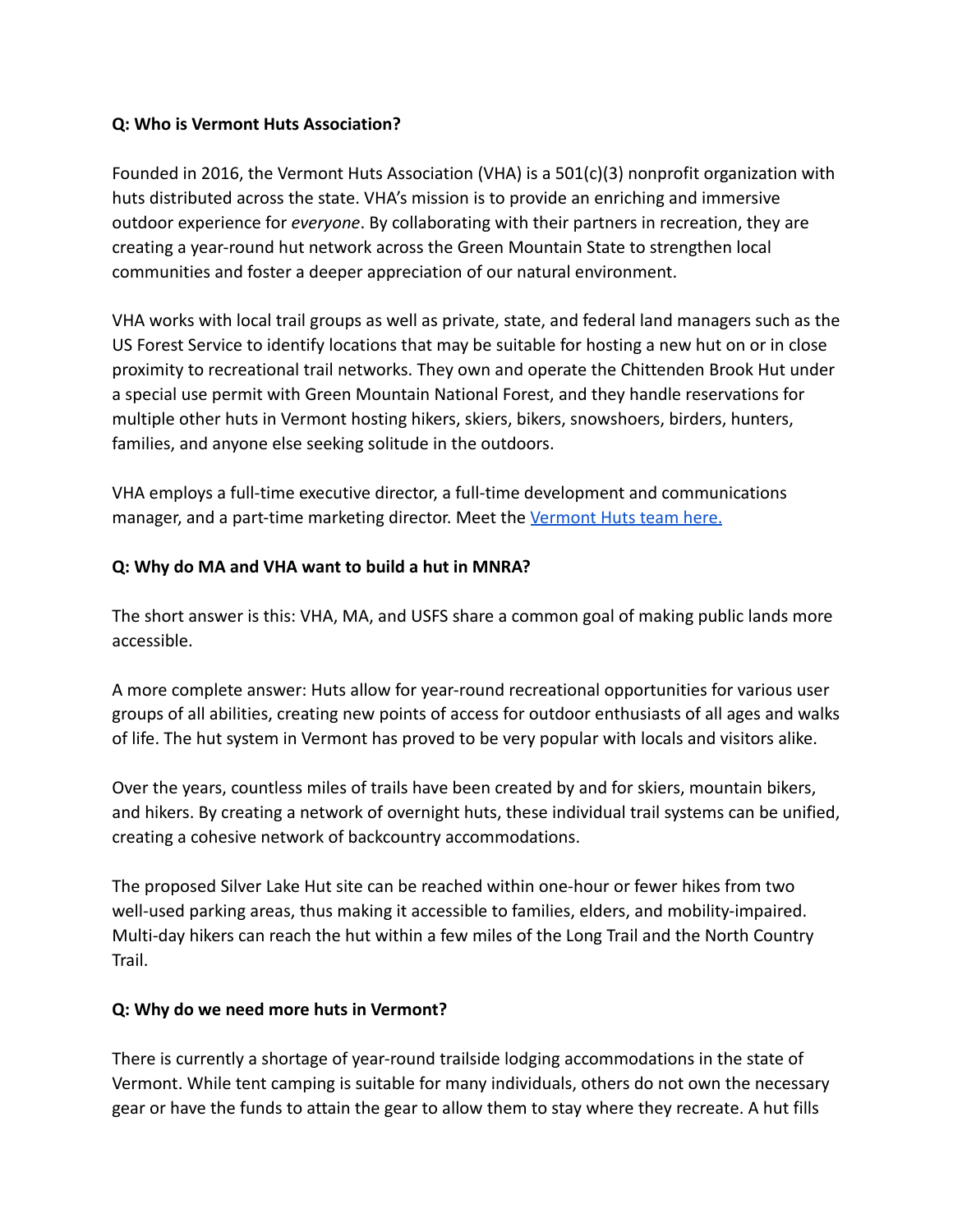**Q: Who is Vermont Huts Association?**

Founded in 2016, the Vermont Huts Association (VHA) is a 501(c)(3) nonprofit organization with huts distributed across the state. VHA's mission is to provide an enriching and immersive outdoor experience for *everyone*. By collaborating with their partners in recreation, they are creating a year-round hut network across the Green Mountain State to strengthen local communities and foster a deeper appreciation of our natural environment.

VHA works with local trail groups as well as private, state, and federal land managers such as the US Forest Service to identify locations that may be suitable for hosting a new hut on or in close proximity to recreational trail networks. They own and operate the Chittenden Brook Hut under a special use permit with Green Mountain National Forest, and they handle reservations for multiple other huts in Vermont hosting hikers, skiers, bikers, snowshoers, birders, hunters, families, and anyone else seeking solitude in the outdoors.

VHA employs a full-time executive director, a full-time development and communications manager, and a part-time marketing director. Meet the [Vermont Huts team here.]()

**Q: Why do MA and VHA want to build a hut in MNRA?**

The short answer is this: VHA, MA, and USFS share a common goal of making public lands more accessible.

A more complete answer: Huts allow for year-round recreational opportunities for various user groups of all abilities, creating new points of access for outdoor enthusiasts of all ages and walks of life. The hut system in Vermont has proved to be very popular with locals and visitors alike.

Over the years, countless miles of trails have been created by and for skiers, mountain bikers, and hikers. By creating a network of overnight huts, these individual trail systems can be unified, creating a cohesive network of backcountry accommodations.

The proposed Silver Lake Hut site can be reached within one-hour or fewer hikes from two well-used parking areas, thus making it accessible to families, elders, and mobility-impaired. Multi-day hikers can reach the hut within a few miles of the Long Trail and the North Country Trail.

**Q: Why do we need more huts in Vermont?**

There is currently a shortage of year-round trailside lodging accommodations in the state of Vermont. While tent camping is suitable for many individuals, others do not own the necessary gear or have the funds to attain the gear to allow them to stay where they recreate. A hut fills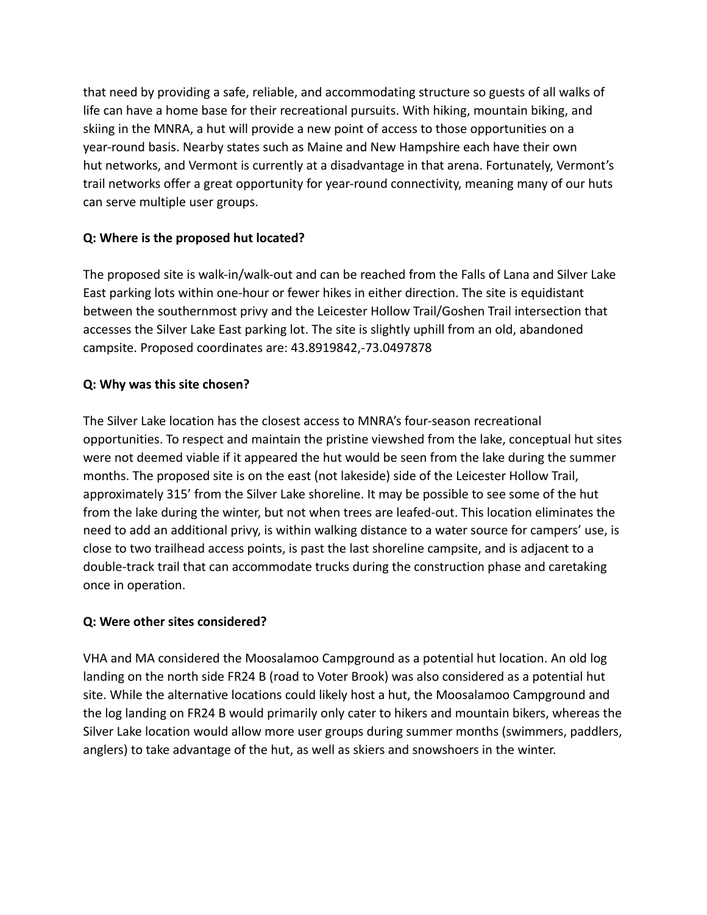that need by providing a safe, reliable, and accommodating structure so guests of all walks of life can have a home base for their recreational pursuits. With hiking, mountain biking, and skiing in the MNRA, a hut will provide a new point of access to those opportunities on a year-round basis. Nearby states such as Maine and New Hampshire each have their own hut networks, and Vermont is currently at a disadvantage in that arena. Fortunately, Vermont's trail networks offer a great opportunity for year-round connectivity, meaning many of our huts can serve multiple user groups.

**Q: Where is the proposed hut located?**

The proposed site is walk-in/walk-out and can be reached from the Falls of Lana and Silver Lake East parking lots within one-hour or fewer hikes in either direction. The site is equidistant between the southernmost privy and the Leicester Hollow Trail/Goshen Trail intersection that accesses the Silver Lake East parking lot. The site is slightly uphill from an old, abandoned campsite. Proposed coordinates are: 43.8919842,-73.0497878

**Q: Why was this site chosen?**

The Silver Lake location has the closest access to MNRA's four-season recreational opportunities. To respect and maintain the pristine viewshed from the lake, conceptual hut sites were not deemed viable if it appeared the hut would be seen from the lake during the summer months. The proposed site is on the east (not lakeside) side of the Leicester Hollow Trail, approximately 315' from the Silver Lake shoreline. It may be possible to see some of the hut from the lake during the winter, but not when trees are leafed-out. This location eliminates the need to add an additional privy, is within walking distance to a water source for campers' use, is close to two trailhead access points, is past the last shoreline campsite, and is adjacent to a double-track trail that can accommodate trucks during the construction phase and caretaking once in operation.

**Q: Were other sites considered?**

VHA and MA considered the Moosalamoo Campground as a potential hut location. An old log landing on the north side FR24 B (road to Voter Brook) was also considered as a potential hut site. While the alternative locations could likely host a hut, the Moosalamoo Campground and the log landing on FR24 B would primarily only cater to hikers and mountain bikers, whereas the Silver Lake location would allow more user groups during summer months (swimmers, paddlers, anglers) to take advantage of the hut, as well as skiers and snowshoers in the winter.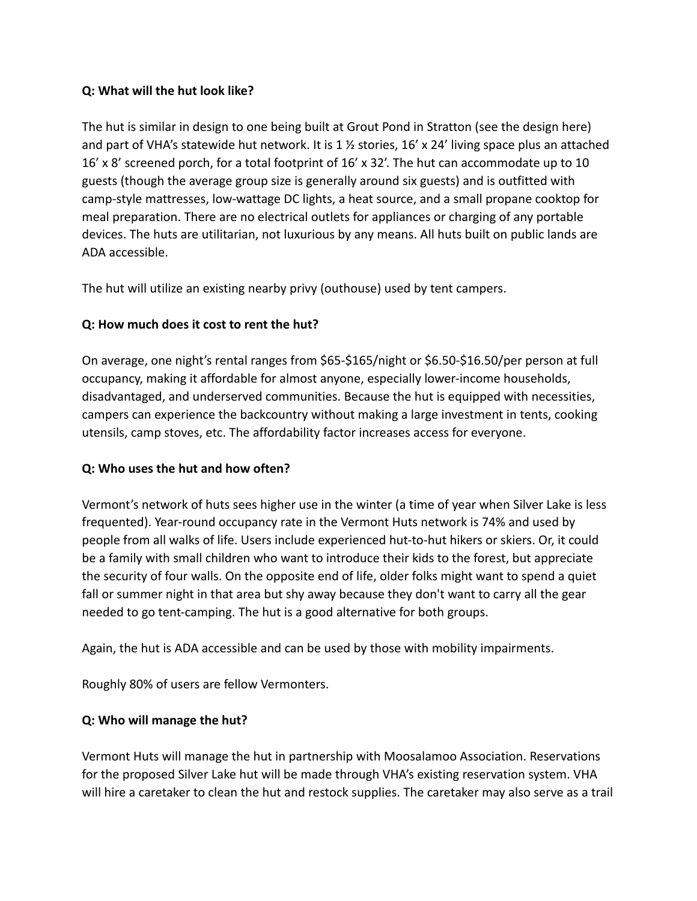**Q: What will the hut look like?**

The hut is similar in design to one being built at Grout Pond in Stratton (see the design here) and part of VHA's statewide hut network. It is 1 ½ stories, 16' x 24' living space plus an attached 16' x 8' screened porch, for a total footprint of 16' x 32'. The hut can accommodate up to 10 guests (though the average group size is generally around six guests) and is outfitted with camp-style mattresses, low-wattage DC lights, a heat source, and a small propane cooktop for meal preparation. There are no electrical outlets for appliances or charging of any portable devices. The huts are utilitarian, not luxurious by any means. All huts built on public lands are ADA accessible.

The hut will utilize an existing nearby privy (outhouse) used by tent campers.

**Q: How much does it cost to rent the hut?**

On average, one night's rental ranges from $65-$165/night or $6.50-$16.50/per person at full occupancy, making it affordable for almost anyone, especially lower-income households, disadvantaged, and underserved communities. Because the hut is equipped with necessities, campers can experience the backcountry without making a large investment in tents, cooking utensils, camp stoves, etc. The affordability factor increases access for everyone.

**Q: Who uses the hut and how often?**

Vermont's network of huts sees higher use in the winter (a time of year when Silver Lake is less frequented). Year-round occupancy rate in the Vermont Huts network is 74% and used by people from all walks of life. Users include experienced hut-to-hut hikers or skiers. Or, it could be a family with small children who want to introduce their kids to the forest, but appreciate the security of four walls. On the opposite end of life, older folks might want to spend a quiet fall or summer night in that area but shy away because they don't want to carry all the gear needed to go tent-camping. The hut is a good alternative for both groups.

Again, the hut is ADA accessible and can be used by those with mobility impairments.

Roughly 80% of users are fellow Vermonters.

**Q: Who will manage the hut?**

Vermont Huts will manage the hut in partnership with Moosalamoo Association. Reservations for the proposed Silver Lake hut will be made through VHA's existing reservation system. VHA will hire a caretaker to clean the hut and restock supplies. The caretaker may also serve as a trail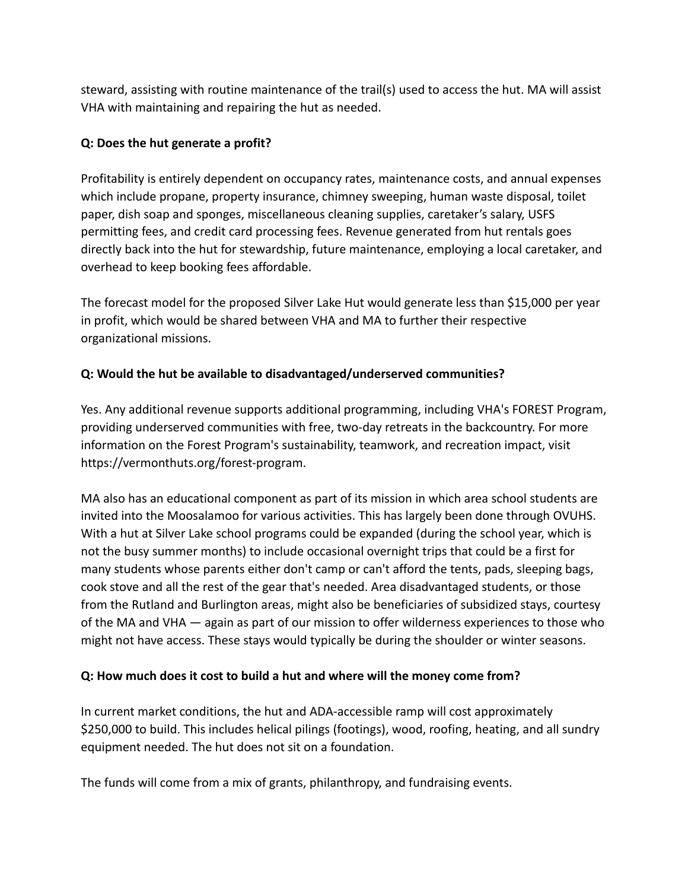steward, assisting with routine maintenance of the trail(s) used to access the hut. MA will assist VHA with maintaining and repairing the hut as needed.

**Q: Does the hut generate a profit?**

Profitability is entirely dependent on occupancy rates, maintenance costs, and annual expenses which include propane, property insurance, chimney sweeping, human waste disposal, toilet paper, dish soap and sponges, miscellaneous cleaning supplies, caretaker's salary, USFS permitting fees, and credit card processing fees. Revenue generated from hut rentals goes directly back into the hut for stewardship, future maintenance, employing a local caretaker, and overhead to keep booking fees affordable.

The forecast model for the proposed Silver Lake Hut would generate less than $15,000 per year in profit, which would be shared between VHA and MA to further their respective organizational missions.

**Q: Would the hut be available to disadvantaged/underserved communities?**

Yes. Any additional revenue supports additional programming, including VHA's FOREST Program, providing underserved communities with free, two-day retreats in the backcountry. For more information on the Forest Program's sustainability, teamwork, and recreation impact, visit https://vermonthuts.org/forest-program.

MA also has an educational component as part of its mission in which area school students are invited into the Moosalamoo for various activities. This has largely been done through OVUHS. With a hut at Silver Lake school programs could be expanded (during the school year, which is not the busy summer months) to include occasional overnight trips that could be a first for many students whose parents either don't camp or can't afford the tents, pads, sleeping bags, cook stove and all the rest of the gear that's needed. Area disadvantaged students, or those from the Rutland and Burlington areas, might also be beneficiaries of subsidized stays, courtesy of the MA and VHA — again as part of our mission to offer wilderness experiences to those who might not have access. These stays would typically be during the shoulder or winter seasons.

**Q: How much does it cost to build a hut and where will the money come from?**

In current market conditions, the hut and ADA-accessible ramp will cost approximately $250,000 to build. This includes helical pilings (footings), wood, roofing, heating, and all sundry equipment needed. The hut does not sit on a foundation.

The funds will come from a mix of grants, philanthropy, and fundraising events.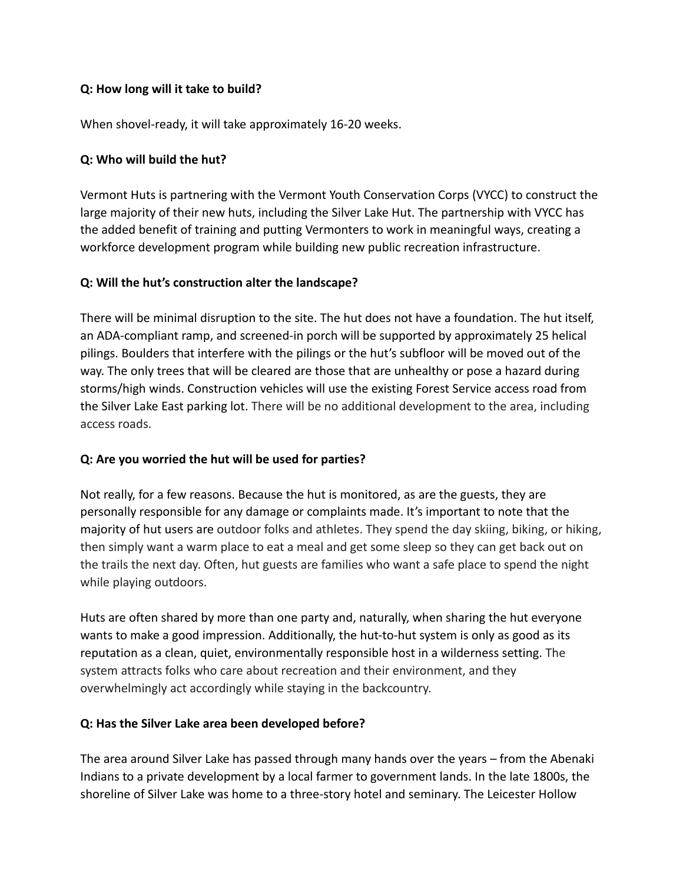**Q: How long will it take to build?**

When shovel-ready, it will take approximately 16-20 weeks.

**Q: Who will build the hut?**

Vermont Huts is partnering with the Vermont Youth Conservation Corps (VYCC) to construct the large majority of their new huts, including the Silver Lake Hut. The partnership with VYCC has the added benefit of training and putting Vermonters to work in meaningful ways, creating a workforce development program while building new public recreation infrastructure.

**Q: Will the hut's construction alter the landscape?**

There will be minimal disruption to the site. The hut does not have a foundation. The hut itself, an ADA-compliant ramp, and screened-in porch will be supported by approximately 25 helical pilings. Boulders that interfere with the pilings or the hut's subfloor will be moved out of the way. The only trees that will be cleared are those that are unhealthy or pose a hazard during storms/high winds. Construction vehicles will use the existing Forest Service access road from the Silver Lake East parking lot. There will be no additional development to the area, including access roads.

**Q: Are you worried the hut will be used for parties?**

Not really, for a few reasons. Because the hut is monitored, as are the guests, they are personally responsible for any damage or complaints made. It's important to note that the majority of hut users are outdoor folks and athletes. They spend the day skiing, biking, or hiking, then simply want a warm place to eat a meal and get some sleep so they can get back out on the trails the next day. Often, hut guests are families who want a safe place to spend the night while playing outdoors.

Huts are often shared by more than one party and, naturally, when sharing the hut everyone wants to make a good impression. Additionally, the hut-to-hut system is only as good as its reputation as a clean, quiet, environmentally responsible host in a wilderness setting. The system attracts folks who care about recreation and their environment, and they overwhelmingly act accordingly while staying in the backcountry.

**Q: Has the Silver Lake area been developed before?**

The area around Silver Lake has passed through many hands over the years – from the Abenaki Indians to a private development by a local farmer to government lands. In the late 1800s, the shoreline of Silver Lake was home to a three-story hotel and seminary. The Leicester Hollow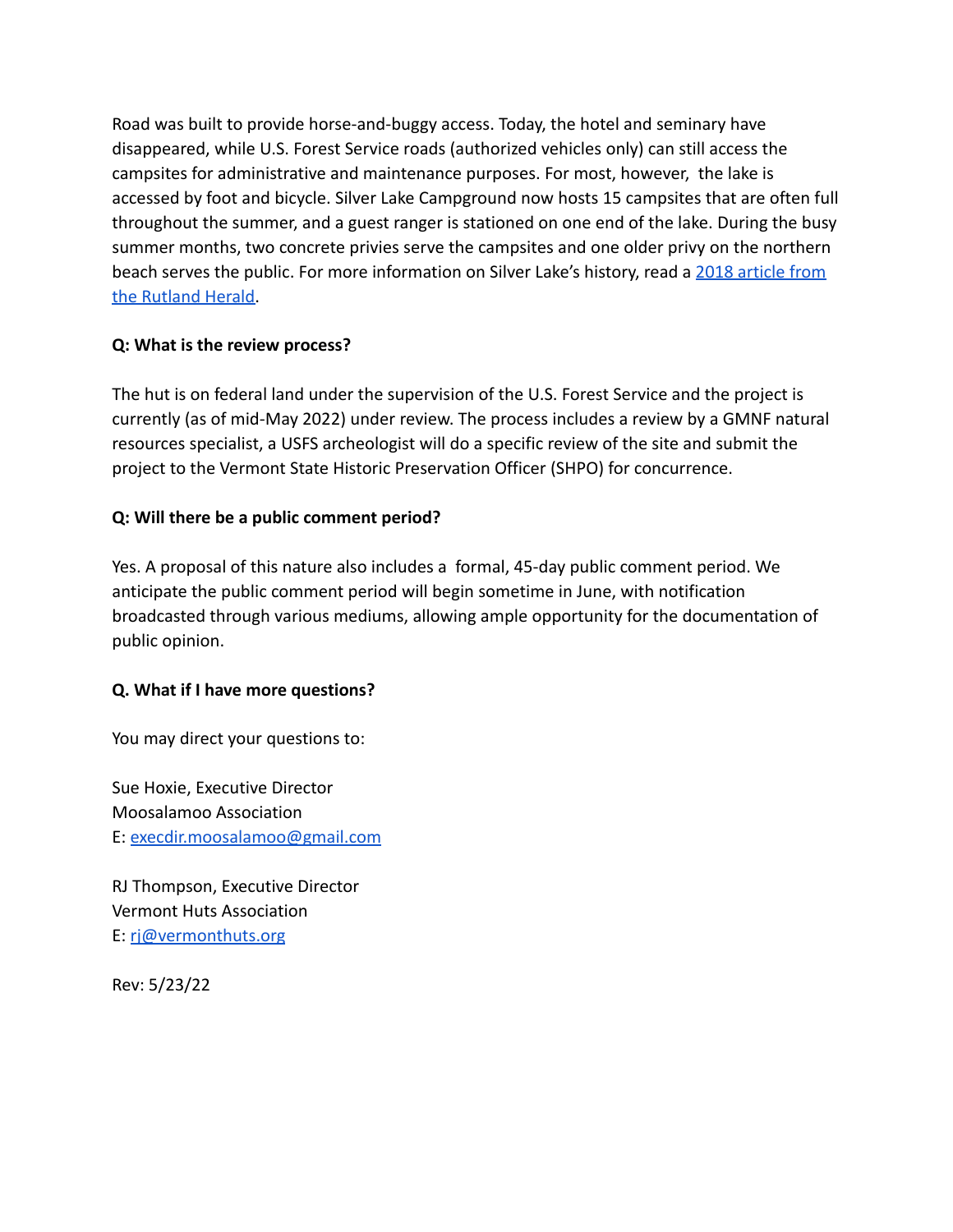Road was built to provide horse-and-buggy access. Today, the hotel and seminary have disappeared, while U.S. Forest Service roads (authorized vehicles only) can still access the campsites for administrative and maintenance purposes. For most, however, the lake is accessed by foot and bicycle. Silver Lake Campground now hosts 15 campsites that are often full throughout the summer, and a guest ranger is stationed on one end of the lake. During the busy summer months, two concrete privies serve the campsites and one older privy on the northern beach serves the public. For more information on Silver Lake's history, read a [2018 article from the Rutland Herald](#).

**Q: What is the review process?**

The hut is on federal land under the supervision of the U.S. Forest Service and the project is currently (as of mid-May 2022) under review. The process includes a review by a GMNF natural resources specialist, a USFS archeologist will do a specific review of the site and submit the project to the Vermont State Historic Preservation Officer (SHPO) for concurrence.

**Q: Will there be a public comment period?**

Yes. A proposal of this nature also includes a formal, 45-day public comment period. We anticipate the public comment period will begin sometime in June, with notification broadcasted through various mediums, allowing ample opportunity for the documentation of public opinion.

**Q. What if I have more questions?**

You may direct your questions to:

Sue Hoxie, Executive Director
Moosalamoo Association
E: execdir.moosalamoo@gmail.com

RJ Thompson, Executive Director
Vermont Huts Association
E: rj@vermonthuts.org

Rev: 5/23/22